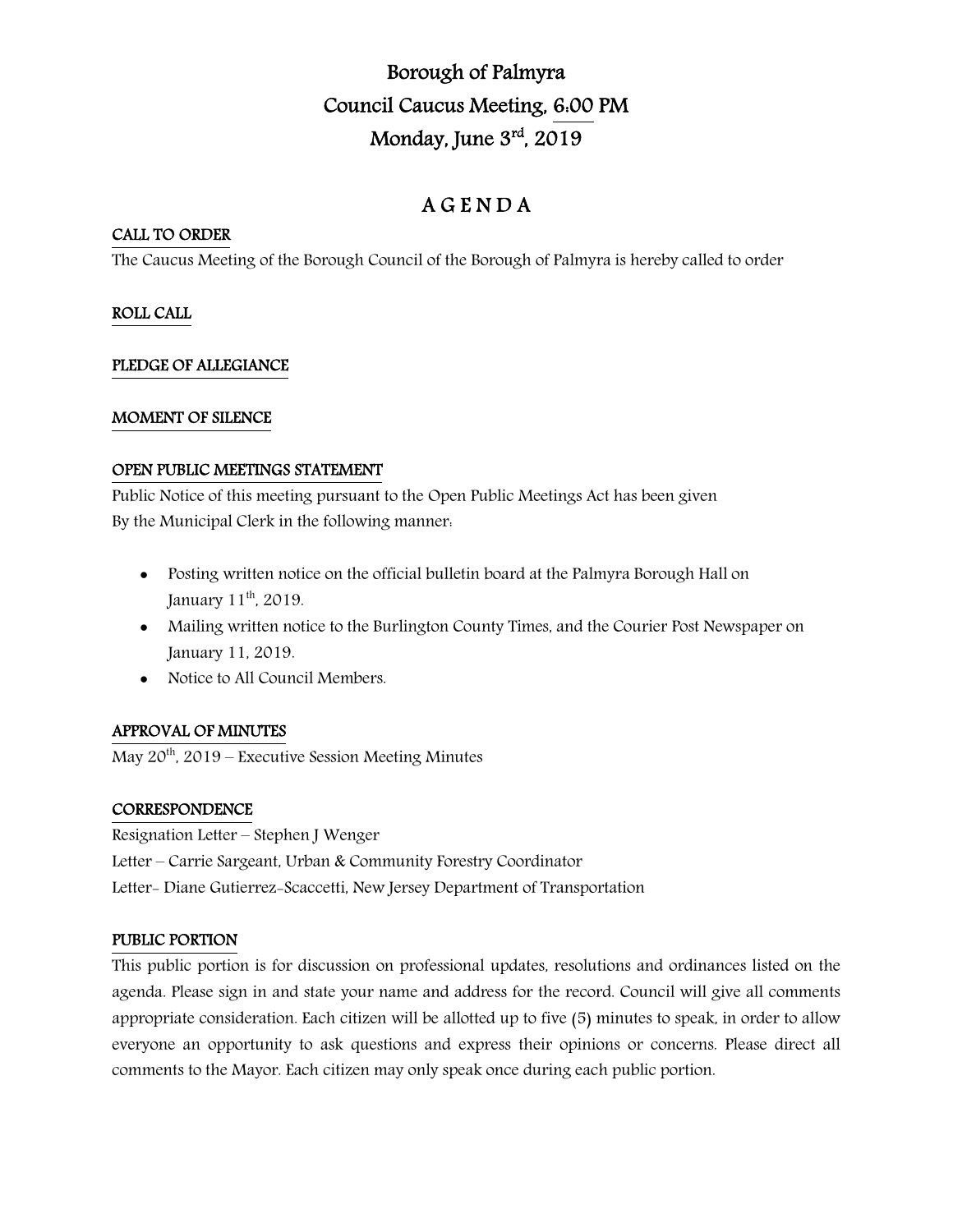# Borough of Palmyra
## Council Caucus Meeting, 6:00 PM
## Monday, June 3rd, 2019

# A G E N D A

## CALL TO ORDER

The Caucus Meeting of the Borough Council of the Borough of Palmyra is hereby called to order

## ROLL CALL

## PLEDGE OF ALLEGIANCE

## MOMENT OF SILENCE

## OPEN PUBLIC MEETINGS STATEMENT

Public Notice of this meeting pursuant to the Open Public Meetings Act has been given By the Municipal Clerk in the following manner:

- Posting written notice on the official bulletin board at the Palmyra Borough Hall on January 11th, 2019.
- Mailing written notice to the Burlington County Times, and the Courier Post Newspaper on January 11, 2019.
- Notice to All Council Members.

## APPROVAL OF MINUTES

May 20th, 2019 – Executive Session Meeting Minutes

## CORRESPONDENCE

Resignation Letter – Stephen J Wenger
Letter – Carrie Sargeant, Urban & Community Forestry Coordinator
Letter- Diane Gutierrez-Scaccetti, New Jersey Department of Transportation

## PUBLIC PORTION

This public portion is for discussion on professional updates, resolutions and ordinances listed on the agenda. Please sign in and state your name and address for the record. Council will give all comments appropriate consideration. Each citizen will be allotted up to five (5) minutes to speak, in order to allow everyone an opportunity to ask questions and express their opinions or concerns. Please direct all comments to the Mayor. Each citizen may only speak once during each public portion.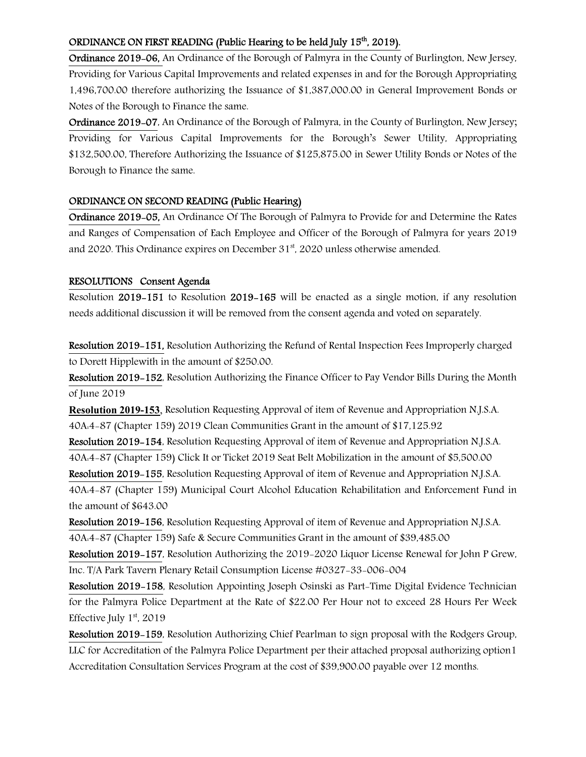## ORDINANCE ON FIRST READING (Public Hearing to be held July 15th, 2019).

**Ordinance 2019-06,** An Ordinance of the Borough of Palmyra in the County of Burlington, New Jersey, Providing for Various Capital Improvements and related expenses in and for the Borough Appropriating 1,496,700.00 therefore authorizing the Issuance of $1,387,000.00 in General Improvement Bonds or Notes of the Borough to Finance the same.

**Ordinance 2019-07**, An Ordinance of the Borough of Palmyra, in the County of Burlington, New Jersey; Providing for Various Capital Improvements for the Borough's Sewer Utility, Appropriating $132,500.00, Therefore Authorizing the Issuance of $125,875.00 in Sewer Utility Bonds or Notes of the Borough to Finance the same.

## ORDINANCE ON SECOND READING (Public Hearing)

**Ordinance 2019-05,** An Ordinance Of The Borough of Palmyra to Provide for and Determine the Rates and Ranges of Compensation of Each Employee and Officer of the Borough of Palmyra for years 2019 and 2020. This Ordinance expires on December 31st, 2020 unless otherwise amended.

## RESOLUTIONS Consent Agenda

Resolution **2019-151** to Resolution **2019-165** will be enacted as a single motion, if any resolution needs additional discussion it will be removed from the consent agenda and voted on separately.

**Resolution 2019-151,** Resolution Authorizing the Refund of Rental Inspection Fees Improperly charged to Dorett Hipplewith in the amount of $250.00.

**Resolution 2019-152**, Resolution Authorizing the Finance Officer to Pay Vendor Bills During the Month of June 2019

**Resolution 2019-153**, Resolution Requesting Approval of item of Revenue and Appropriation N.J.S.A. 40A:4-87 (Chapter 159) 2019 Clean Communities Grant in the amount of $17,125.92

**Resolution 2019-154**, Resolution Requesting Approval of item of Revenue and Appropriation N.J.S.A. 40A:4-87 (Chapter 159) Click It or Ticket 2019 Seat Belt Mobilization in the amount of $5,500.00

**Resolution 2019-155**, Resolution Requesting Approval of item of Revenue and Appropriation N.J.S.A. 40A:4-87 (Chapter 159) Municipal Court Alcohol Education Rehabilitation and Enforcement Fund in the amount of $643.00

**Resolution 2019-156**, Resolution Requesting Approval of item of Revenue and Appropriation N.J.S.A. 40A:4-87 (Chapter 159) Safe & Secure Communities Grant in the amount of $39,485.00

**Resolution 2019-157**, Resolution Authorizing the 2019-2020 Liquor License Renewal for John P Grew, Inc. T/A Park Tavern Plenary Retail Consumption License #0327-33-006-004

**Resolution 2019-158**, Resolution Appointing Joseph Osinski as Part-Time Digital Evidence Technician for the Palmyra Police Department at the Rate of $22.00 Per Hour not to exceed 28 Hours Per Week Effective July 1st, 2019

**Resolution 2019-159**, Resolution Authorizing Chief Pearlman to sign proposal with the Rodgers Group, LLC for Accreditation of the Palmyra Police Department per their attached proposal authorizing option1 Accreditation Consultation Services Program at the cost of $39,900.00 payable over 12 months.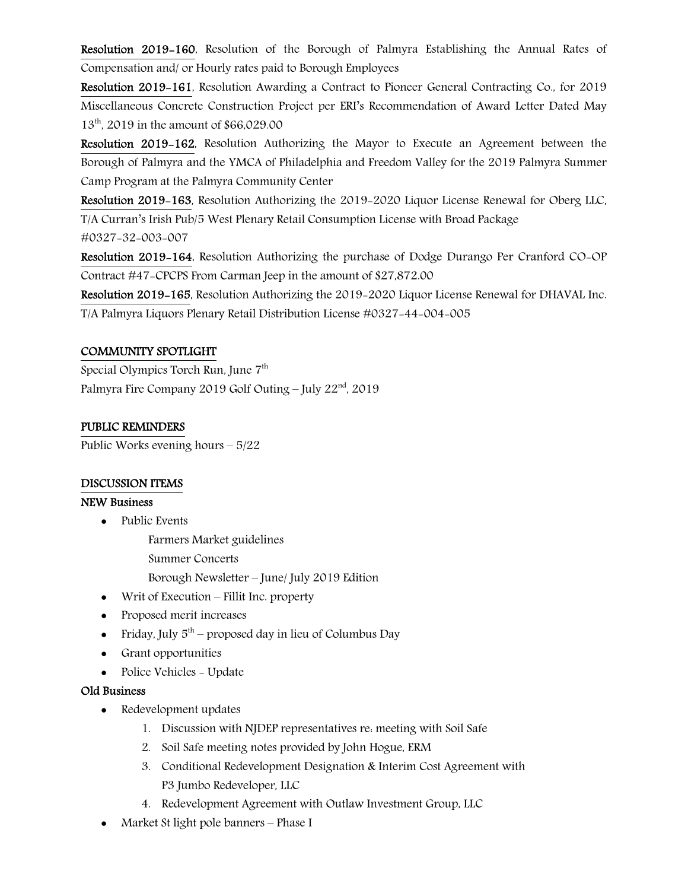**Resolution 2019-160**, Resolution of the Borough of Palmyra Establishing the Annual Rates of Compensation and/ or Hourly rates paid to Borough Employees

**Resolution 2019-161**, Resolution Awarding a Contract to Pioneer General Contracting Co., for 2019 Miscellaneous Concrete Construction Project per ERI's Recommendation of Award Letter Dated May 13th, 2019 in the amount of $66,029.00

**Resolution 2019-162**, Resolution Authorizing the Mayor to Execute an Agreement between the Borough of Palmyra and the YMCA of Philadelphia and Freedom Valley for the 2019 Palmyra Summer Camp Program at the Palmyra Community Center

**Resolution 2019-163**, Resolution Authorizing the 2019-2020 Liquor License Renewal for Oberg LLC, T/A Curran's Irish Pub/5 West Plenary Retail Consumption License with Broad Package #0327-32-003-007

**Resolution 2019-164**, Resolution Authorizing the purchase of Dodge Durango Per Cranford CO-OP Contract #47-CPCPS From Carman Jeep in the amount of $27,872.00

**Resolution 2019-165**, Resolution Authorizing the 2019-2020 Liquor License Renewal for DHAVAL Inc. T/A Palmyra Liquors Plenary Retail Distribution License #0327-44-004-005

## COMMUNITY SPOTLIGHT

Special Olympics Torch Run, June 7th

Palmyra Fire Company 2019 Golf Outing – July 22nd, 2019

## PUBLIC REMINDERS

Public Works evening hours – 5/22

## DISCUSSION ITEMS

### NEW Business

- Public Events
  - Farmers Market guidelines
  - Summer Concerts
  - Borough Newsletter – June/ July 2019 Edition
- Writ of Execution – Fillit Inc. property
- Proposed merit increases
- Friday, July 5th – proposed day in lieu of Columbus Day
- Grant opportunities
- Police Vehicles - Update

### Old Business

- Redevelopment updates
  1. Discussion with NJDEP representatives re: meeting with Soil Safe
  2. Soil Safe meeting notes provided by John Hogue, ERM
  3. Conditional Redevelopment Designation & Interim Cost Agreement with P3 Jumbo Redeveloper, LLC
  4. Redevelopment Agreement with Outlaw Investment Group, LLC
- Market St light pole banners – Phase I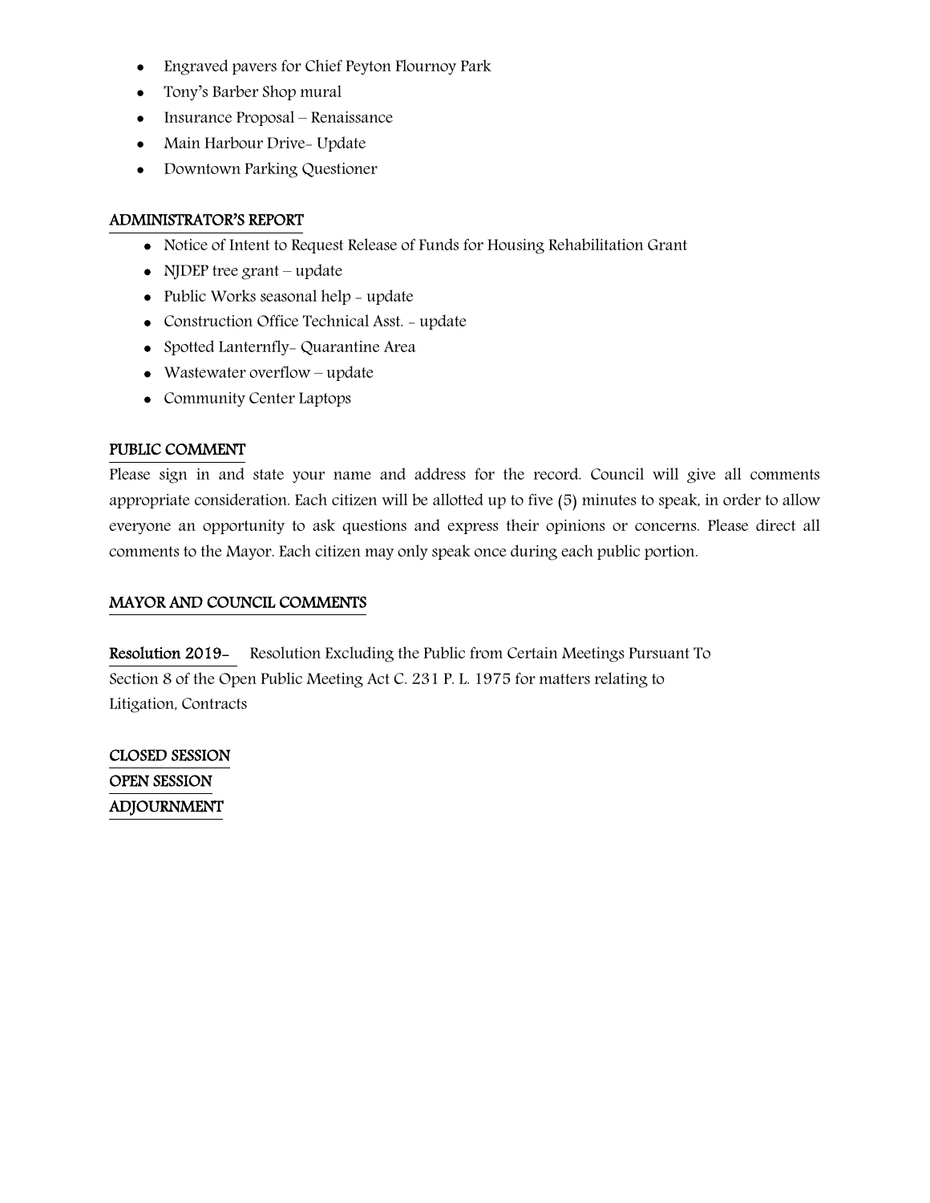- Engraved pavers for Chief Peyton Flournoy Park
- Tony's Barber Shop mural
- Insurance Proposal – Renaissance
- Main Harbour Drive- Update
- Downtown Parking Questioner

## ADMINISTRATOR'S REPORT

- Notice of Intent to Request Release of Funds for Housing Rehabilitation Grant
- NJDEP tree grant – update
- Public Works seasonal help - update
- Construction Office Technical Asst. - update
- Spotted Lanternfly- Quarantine Area
- Wastewater overflow – update
- Community Center Laptops

## PUBLIC COMMENT

Please sign in and state your name and address for the record. Council will give all comments appropriate consideration. Each citizen will be allotted up to five (5) minutes to speak, in order to allow everyone an opportunity to ask questions and express their opinions or concerns. Please direct all comments to the Mayor. Each citizen may only speak once during each public portion.

## MAYOR AND COUNCIL COMMENTS

**Resolution 2019-** Resolution Excluding the Public from Certain Meetings Pursuant To Section 8 of the Open Public Meeting Act C. 231 P. L. 1975 for matters relating to Litigation, Contracts

## CLOSED SESSION

## OPEN SESSION

## ADJOURNMENT